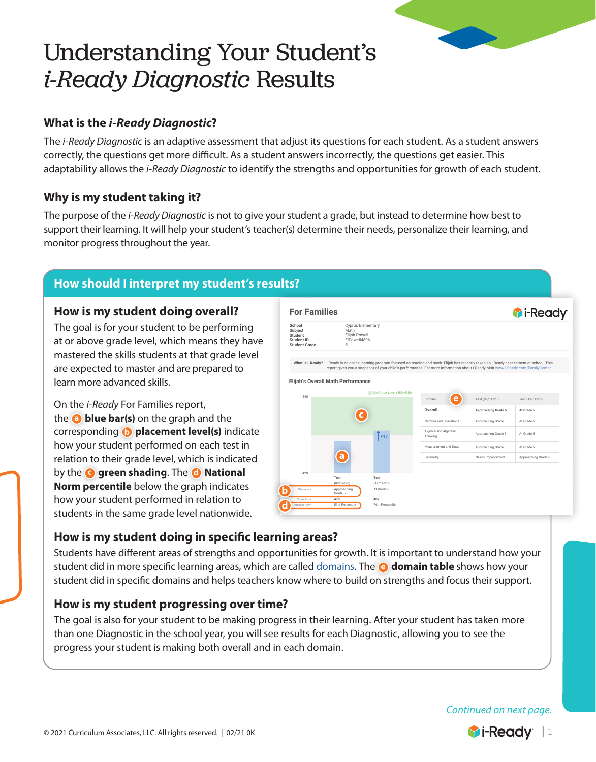# Understanding Your Student's *i-Ready Diagnostic* Results

## What is the *i-Ready Diagnostic*?

The *i-Ready Diagnostic* is an adaptive assessment that adjust its questions for each student. As a student answers correctly, the questions get more difficult. As a student answers incorrectly, the questions get easier. This adaptability allows the *i-Ready Diagnostic* to identify the strengths and opportunities for growth of each student.

## Why is my student taking it?

The purpose of the *i-Ready Diagnostic* is not to give your student a grade, but instead to determine how best to support their learning. It will help your student's teacher(s) determine their needs, personalize their learning, and monitor progress throughout the year.

## How should I interpret my student's results?

### How is my student doing overall?

The goal is for your student to be performing at or above grade level, which means they have mastered the skills students at that grade level are expected to master and are prepared to learn more advanced skills.

On the *i-Ready* For Families report, the **a** **blue bar(s)** on the graph and the corresponding **b** **placement level(s)** indicate how your student performed on each test in relation to their grade level, which is indicated by the **c** **green shading**. The **d** **National Norm percentile** below the graph indicates how your student performed in relation to students in the same grade level nationwide.

**For Families** — i-Ready

School: Cyprus Elementary
Subject: Math
Student: Elijah Powell
Student ID: ElPowell4896
Student Grade: 5

What is i-Ready? i-Ready is an online learning program focused on reading and math. Elijah has recently taken an i-Ready assessment at school. This report gives you a snapshot of your child's performance. For more information about i-Ready, visit www.i-Ready.com/FamilyCenter.

Elijah's Overall Math Performance

On Grade Level (480–540)

| | Test (09/14/20) | Test (12/14/20) |
|---|---|---|
| Placement | Approaching Grade 5 | At Grade 5 |
| Scale Score | 470 | 487 |
| National Norm | 51st Percentile | 76th Percentile |

| Domain (e) | Test (09/14/20) | Test (12/14/20) |
|---|---|---|
| Overall | Approaching Grade 5 | At Grade 5 |
| Number and Operations | Approaching Grade 5 | At Grade 5 |
| Algebra and Algebraic Thinking | Approaching Grade 5 | At Grade 5 |
| Measurement and Data | Approaching Grade 5 | At Grade 5 |
| Geometry | Needs Improvement | Approaching Grade 5 |

### How is my student doing in specific learning areas?

Students have different areas of strengths and opportunities for growth. It is important to understand how your student did in more specific learning areas, which are called domains. The **e** **domain table** shows how your student did in specific domains and helps teachers know where to build on strengths and focus their support.

### How is my student progressing over time?

The goal is also for your student to be making progress in their learning. After your student has taken more than one Diagnostic in the school year, you will see results for each Diagnostic, allowing you to see the progress your student is making both overall and in each domain.

*Continued on next page.*

© 2021 Curriculum Associates, LLC. All rights reserved. | 02/21 0K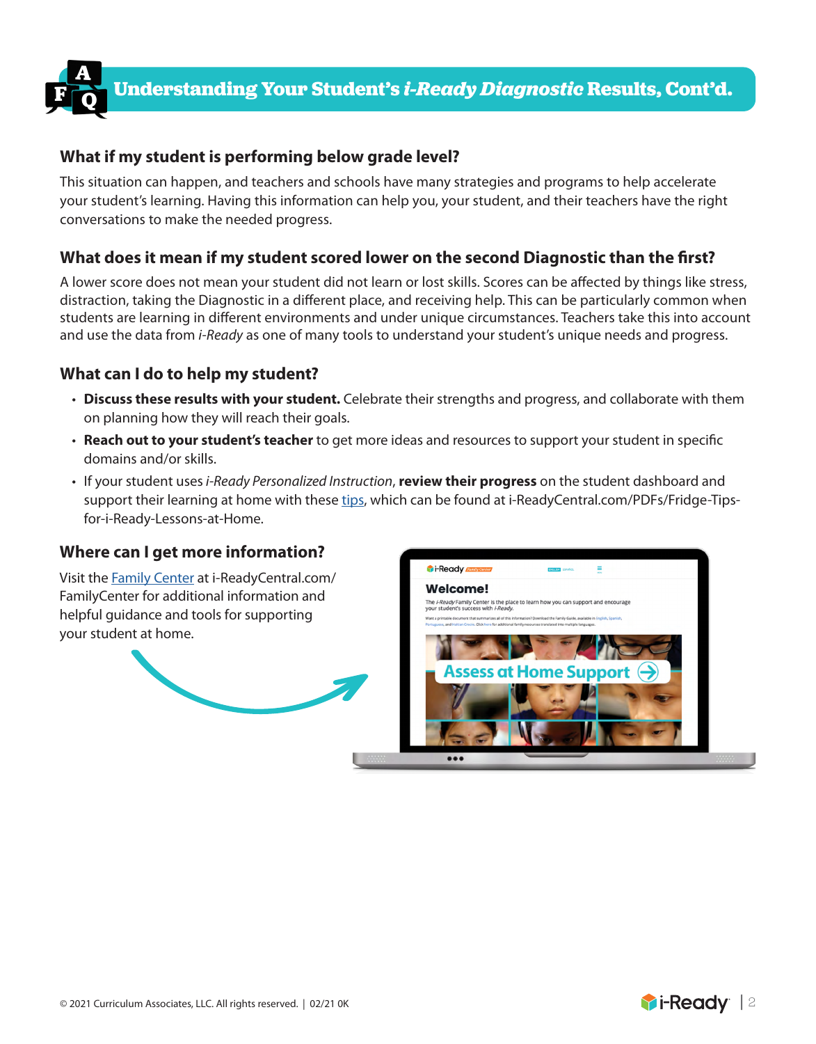# Understanding Your Student's *i-Ready Diagnostic* Results, Cont'd.

## What if my student is performing below grade level?

This situation can happen, and teachers and schools have many strategies and programs to help accelerate your student's learning. Having this information can help you, your student, and their teachers have the right conversations to make the needed progress.

## What does it mean if my student scored lower on the second Diagnostic than the first?

A lower score does not mean your student did not learn or lost skills. Scores can be affected by things like stress, distraction, taking the Diagnostic in a different place, and receiving help. This can be particularly common when students are learning in different environments and under unique circumstances. Teachers take this into account and use the data from *i-Ready* as one of many tools to understand your student's unique needs and progress.

## What can I do to help my student?

- **Discuss these results with your student.** Celebrate their strengths and progress, and collaborate with them on planning how they will reach their goals.
- **Reach out to your student's teacher** to get more ideas and resources to support your student in specific domains and/or skills.
- If your student uses *i-Ready Personalized Instruction*, **review their progress** on the student dashboard and support their learning at home with these tips, which can be found at i-ReadyCentral.com/PDFs/Fridge-Tips-for-i-Ready-Lessons-at-Home.

## Where can I get more information?

Visit the Family Center at i-ReadyCentral.com/FamilyCenter for additional information and helpful guidance and tools for supporting your student at home.

© 2021 Curriculum Associates, LLC. All rights reserved. | 02/21 0K